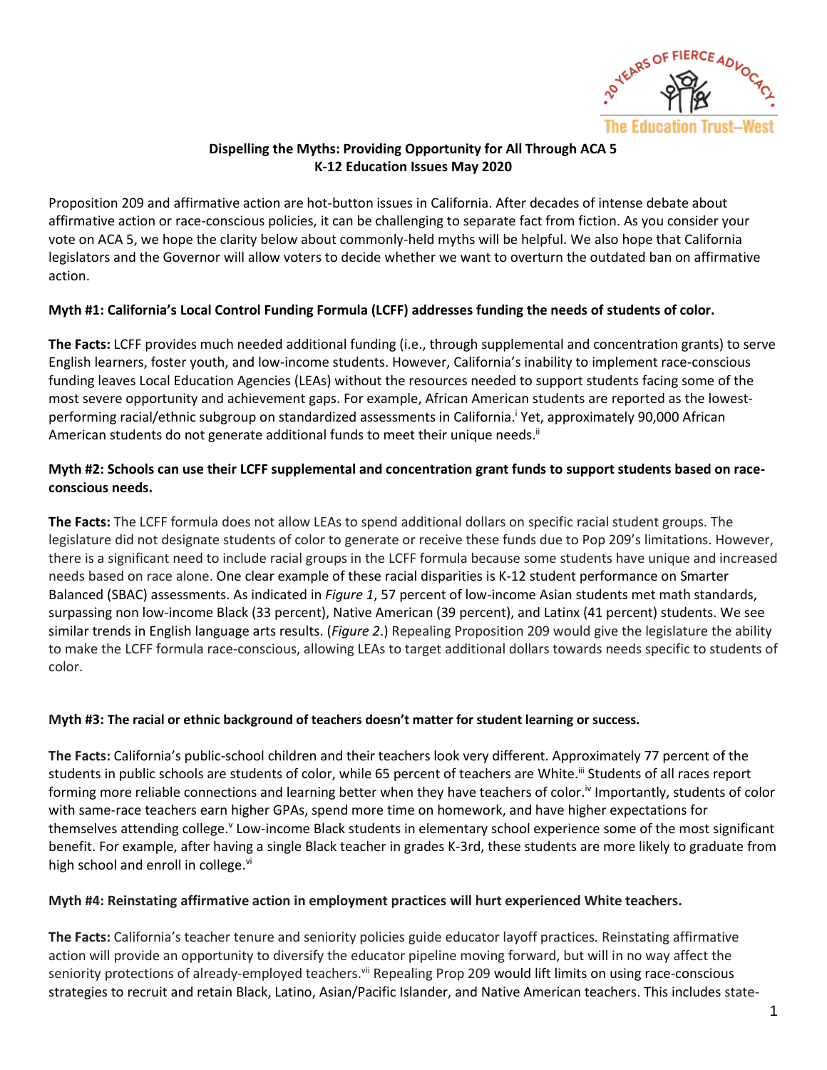**Dispelling the Myths: Providing Opportunity for All Through ACA 5**
**K-12 Education Issues May 2020**

Proposition 209 and affirmative action are hot-button issues in California. After decades of intense debate about affirmative action or race-conscious policies, it can be challenging to separate fact from fiction. As you consider your vote on ACA 5, we hope the clarity below about commonly-held myths will be helpful. We also hope that California legislators and the Governor will allow voters to decide whether we want to overturn the outdated ban on affirmative action.

**Myth #1: California's Local Control Funding Formula (LCFF) addresses funding the needs of students of color.**

**The Facts:** LCFF provides much needed additional funding (i.e., through supplemental and concentration grants) to serve English learners, foster youth, and low-income students. However, California's inability to implement race-conscious funding leaves Local Education Agencies (LEAs) without the resources needed to support students facing some of the most severe opportunity and achievement gaps. For example, African American students are reported as the lowest-performing racial/ethnic subgroup on standardized assessments in California.[i] Yet, approximately 90,000 African American students do not generate additional funds to meet their unique needs.[ii]

**Myth #2: Schools can use their LCFF supplemental and concentration grant funds to support students based on race-conscious needs.**

**The Facts:** The LCFF formula does not allow LEAs to spend additional dollars on specific racial student groups. The legislature did not designate students of color to generate or receive these funds due to Pop 209's limitations. However, there is a significant need to include racial groups in the LCFF formula because some students have unique and increased needs based on race alone. One clear example of these racial disparities is K-12 student performance on Smarter Balanced (SBAC) assessments. As indicated in *Figure 1*, 57 percent of low-income Asian students met math standards, surpassing non low-income Black (33 percent), Native American (39 percent), and Latinx (41 percent) students. We see similar trends in English language arts results. (*Figure 2*.) Repealing Proposition 209 would give the legislature the ability to make the LCFF formula race-conscious, allowing LEAs to target additional dollars towards needs specific to students of color.

**Myth #3: The racial or ethnic background of teachers doesn't matter for student learning or success.**

**The Facts:** California's public-school children and their teachers look very different. Approximately 77 percent of the students in public schools are students of color, while 65 percent of teachers are White.[iii] Students of all races report forming more reliable connections and learning better when they have teachers of color.[iv] Importantly, students of color with same-race teachers earn higher GPAs, spend more time on homework, and have higher expectations for themselves attending college.[v] Low-income Black students in elementary school experience some of the most significant benefit. For example, after having a single Black teacher in grades K-3rd, these students are more likely to graduate from high school and enroll in college.[vi]

**Myth #4: Reinstating affirmative action in employment practices will hurt experienced White teachers.**

**The Facts:** California's teacher tenure and seniority policies guide educator layoff practices. Reinstating affirmative action will provide an opportunity to diversify the educator pipeline moving forward, but will in no way affect the seniority protections of already-employed teachers.[vii] Repealing Prop 209 would lift limits on using race-conscious strategies to recruit and retain Black, Latino, Asian/Pacific Islander, and Native American teachers. This includes state-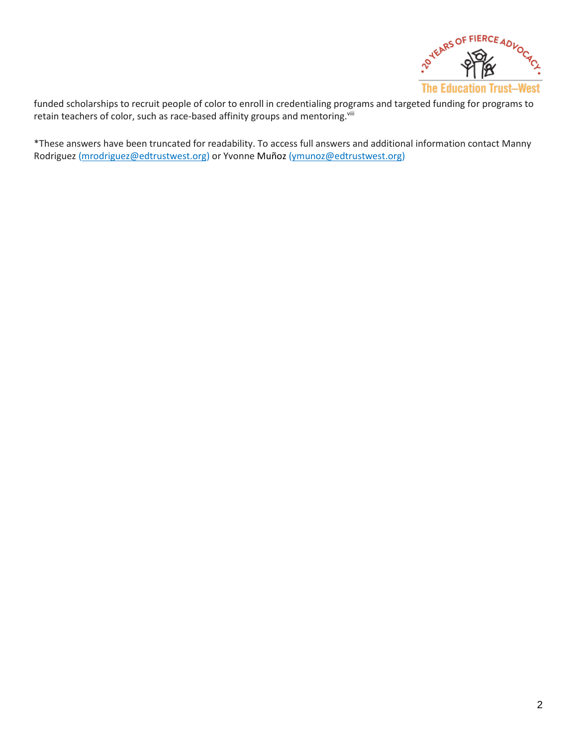funded scholarships to recruit people of color to enroll in credentialing programs and targeted funding for programs to retain teachers of color, such as race-based affinity groups and mentoring.[viii]

*These answers have been truncated for readability. To access full answers and additional information contact Manny Rodriguez (mrodriguez@edtrustwest.org) or Yvonne Muñoz (ymunoz@edtrustwest.org)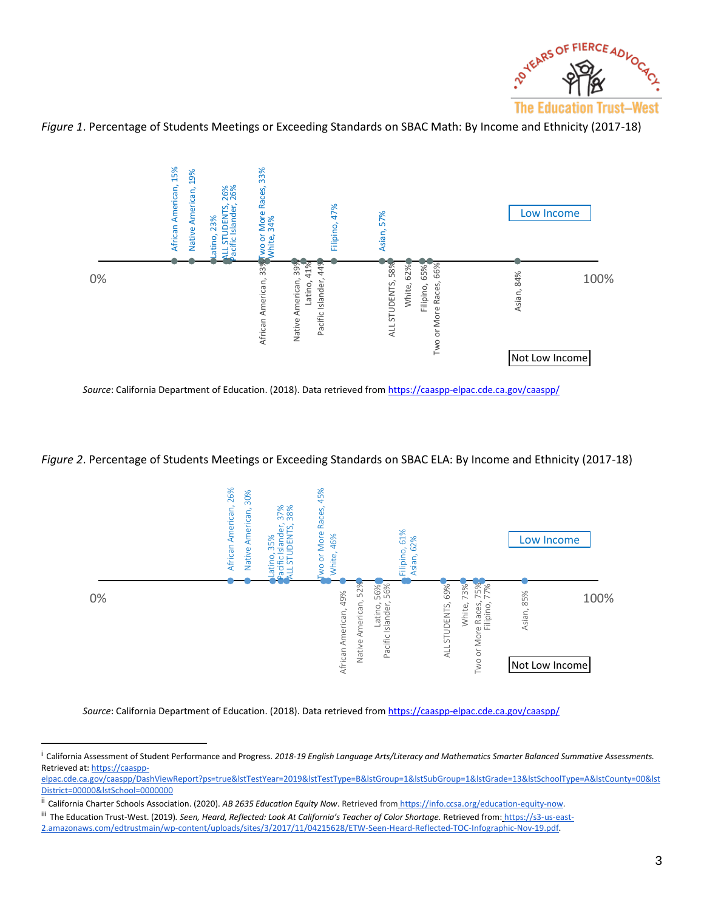*Figure 1*. Percentage of Students Meetings or Exceeding Standards on SBAC Math: By Income and Ethnicity (2017-18)

| Group | Low Income | Not Low Income |
| --- | --- | --- |
| African American | 15% | 33% |
| Native American | 19% | 39% |
| Latino | 23% | 41% |
| ALL STUDENTS | 26% | 58% |
| Pacific Islander | 26% | 44% |
| Two or More Races | 33% | 66% |
| White | 34% | 62% |
| Filipino | 47% | 65% |
| Asian | 57% | 84% |

*Source*: California Department of Education. (2018). Data retrieved from https://caaspp-elpac.cde.ca.gov/caaspp/

*Figure 2*. Percentage of Students Meetings or Exceeding Standards on SBAC ELA: By Income and Ethnicity (2017-18)

| Group | Low Income | Not Low Income |
| --- | --- | --- |
| African American | 26% | 49% |
| Native American | 30% | 52% |
| Latino | 35% | 56% |
| Pacific Islander | 37% | 56% |
| ALL STUDENTS | 38% | 69% |
| Two or More Races | 45% | 75% |
| White | 46% | 73% |
| Filipino | 61% | 77% |
| Asian | 62% | 85% |

*Source*: California Department of Education. (2018). Data retrieved from https://caaspp-elpac.cde.ca.gov/caaspp/

---

[i] California Assessment of Student Performance and Progress. *2018-19 English Language Arts/Literacy and Mathematics Smarter Balanced Summative Assessments.* Retrieved at: https://caaspp-elpac.cde.ca.gov/caaspp/DashViewReport?ps=true&lstTestYear=2019&lstTestType=B&lstGroup=1&lstSubGroup=1&lstGrade=13&lstSchoolType=A&lstCounty=00&lstDistrict=00000&lstSchool=0000000

[ii] California Charter Schools Association. (2020). *AB 2635 Education Equity Now*. Retrieved from https://info.ccsa.org/education-equity-now.

[iii] The Education Trust-West. (2019). *Seen, Heard, Reflected: Look At California's Teacher of Color Shortage.* Retrieved from: https://s3-us-east-2.amazonaws.com/edtrustmain/wp-content/uploads/sites/3/2017/11/04215628/ETW-Seen-Heard-Reflected-TOC-Infographic-Nov-19.pdf.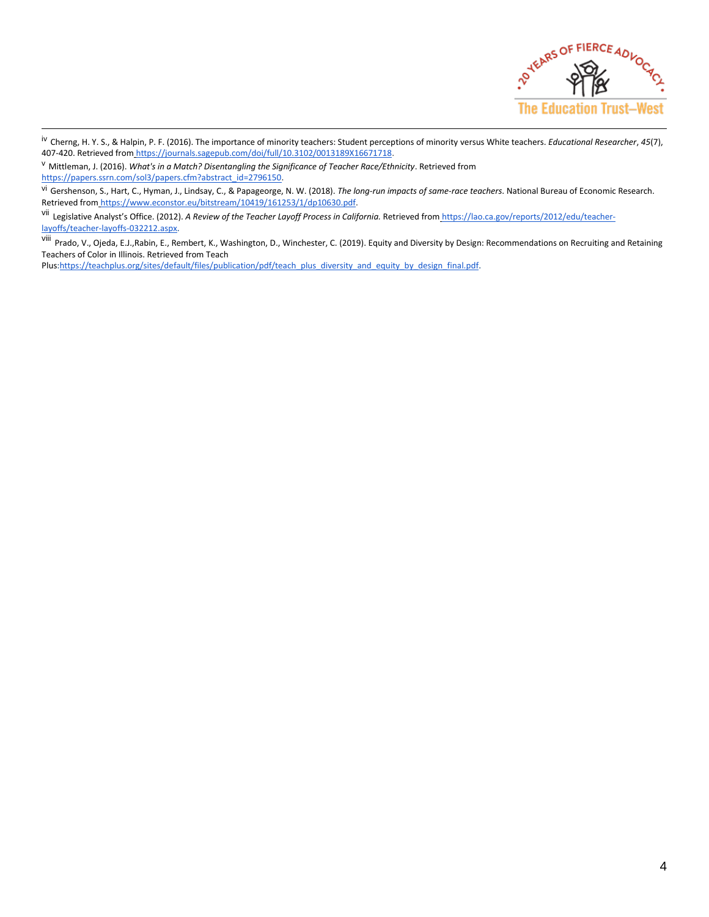[iv] Cherng, H. Y. S., & Halpin, P. F. (2016). The importance of minority teachers: Student perceptions of minority versus White teachers. *Educational Researcher*, *45*(7), 407-420. Retrieved from https://journals.sagepub.com/doi/full/10.3102/0013189X16671718.

[v] Mittleman, J. (2016). *What's in a Match? Disentangling the Significance of Teacher Race/Ethnicity*. Retrieved from https://papers.ssrn.com/sol3/papers.cfm?abstract_id=2796150.

[vi] Gershenson, S., Hart, C., Hyman, J., Lindsay, C., & Papageorge, N. W. (2018). *The long-run impacts of same-race teachers*. National Bureau of Economic Research. Retrieved from https://www.econstor.eu/bitstream/10419/161253/1/dp10630.pdf.

[vii] Legislative Analyst's Office. (2012). *A Review of the Teacher Layoff Process in California.* Retrieved from https://lao.ca.gov/reports/2012/edu/teacher-layoffs/teacher-layoffs-032212.aspx.

[viii] Prado, V., Ojeda, E.J.,Rabin, E., Rembert, K., Washington, D., Winchester, C. (2019). Equity and Diversity by Design: Recommendations on Recruiting and Retaining Teachers of Color in Illinois. Retrieved from Teach Plus:https://teachplus.org/sites/default/files/publication/pdf/teach_plus_diversity_and_equity_by_design_final.pdf.